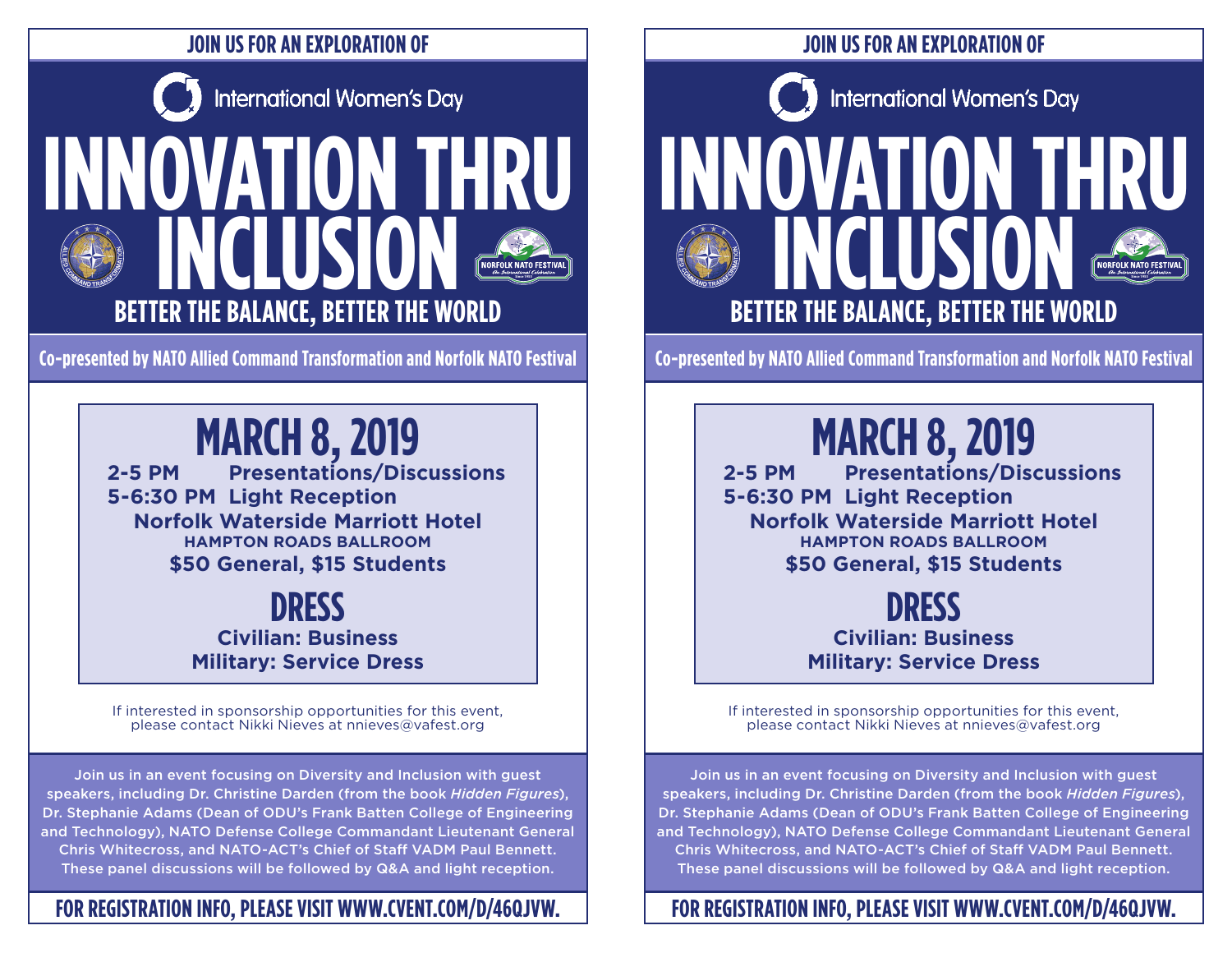JOIN US FOR AN EXPLORATION OF

International Women's Day

# INNOVATION THRU INCLUSION

## BETTER THE BALANCE, BETTER THE WORLD

**Co-presented by NATO Allied Command Transformation and Norfolk NATO Festival**

## MARCH 8, 2019

**2-5 PM Presentations/Discussions**
**5-6:30 PM Light Reception**

**Norfolk Waterside Marriott Hotel**
**HAMPTON ROADS BALLROOM**
**$50 General, $15 Students**

## DRESS

**Civilian: Business**
**Military: Service Dress**

If interested in sponsorship opportunities for this event, please contact Nikki Nieves at nnieves@vafest.org

Join us in an event focusing on Diversity and Inclusion with guest speakers, including Dr. Christine Darden (from the book *Hidden Figures*), Dr. Stephanie Adams (Dean of ODU's Frank Batten College of Engineering and Technology), NATO Defense College Commandant Lieutenant General Chris Whitecross, and NATO-ACT's Chief of Staff VADM Paul Bennett. These panel discussions will be followed by Q&A and light reception.

**FOR REGISTRATION INFO, PLEASE VISIT WWW.CVENT.COM/D/46QJVW.**

---

JOIN US FOR AN EXPLORATION OF

International Women's Day

# INNOVATION THRU INCLUSION

## BETTER THE BALANCE, BETTER THE WORLD

**Co-presented by NATO Allied Command Transformation and Norfolk NATO Festival**

## MARCH 8, 2019

**2-5 PM Presentations/Discussions**
**5-6:30 PM Light Reception**

**Norfolk Waterside Marriott Hotel**
**HAMPTON ROADS BALLROOM**
**$50 General, $15 Students**

## DRESS

**Civilian: Business**
**Military: Service Dress**

If interested in sponsorship opportunities for this event, please contact Nikki Nieves at nnieves@vafest.org

Join us in an event focusing on Diversity and Inclusion with guest speakers, including Dr. Christine Darden (from the book *Hidden Figures*), Dr. Stephanie Adams (Dean of ODU's Frank Batten College of Engineering and Technology), NATO Defense College Commandant Lieutenant General Chris Whitecross, and NATO-ACT's Chief of Staff VADM Paul Bennett. These panel discussions will be followed by Q&A and light reception.

**FOR REGISTRATION INFO, PLEASE VISIT WWW.CVENT.COM/D/46QJVW.**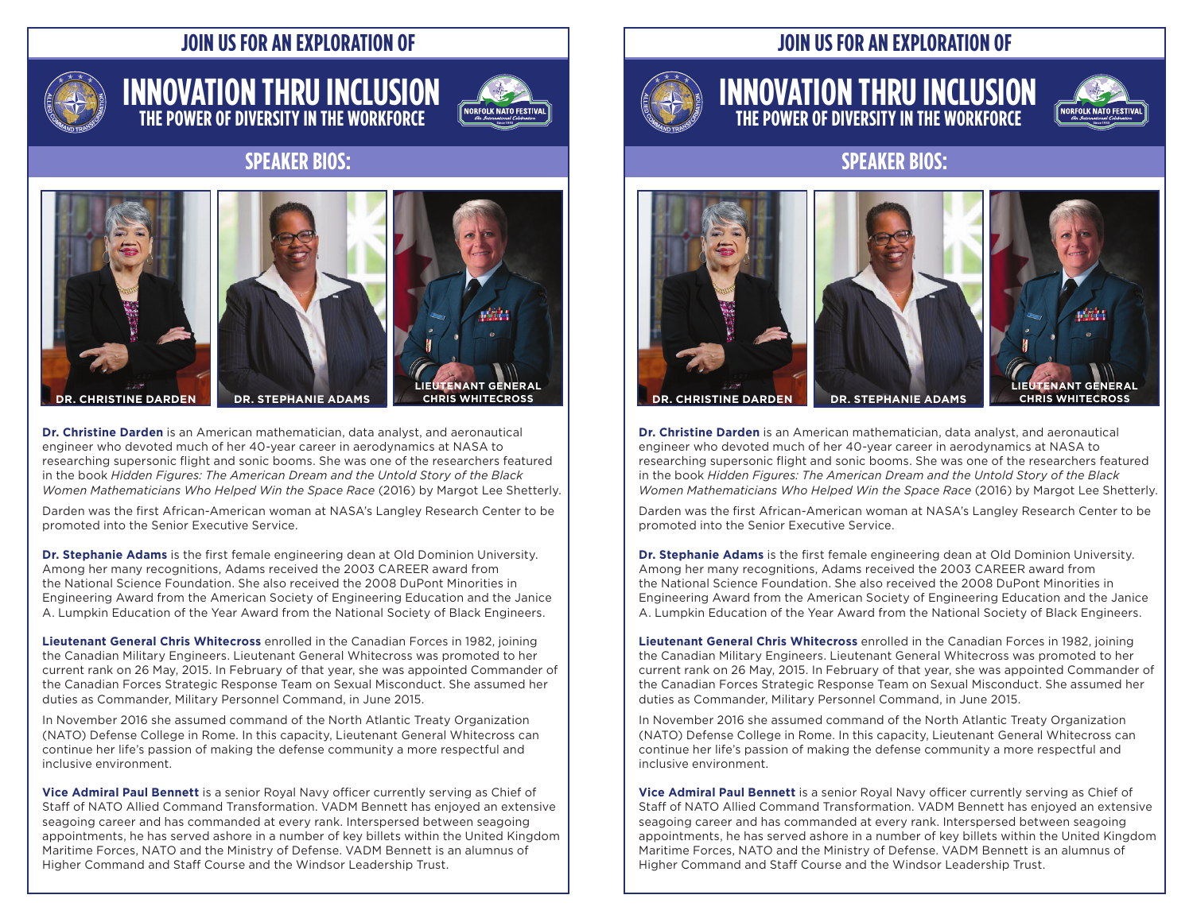## JOIN US FOR AN EXPLORATION OF

# INNOVATION THRU INCLUSION

### THE POWER OF DIVERSITY IN THE WORKFORCE

NORFOLK NATO FESTIVAL

## SPEAKER BIOS:

DR. CHRISTINE DARDEN

DR. STEPHANIE ADAMS

LIEUTENANT GENERAL CHRIS WHITECROSS

**Dr. Christine Darden** is an American mathematician, data analyst, and aeronautical engineer who devoted much of her 40-year career in aerodynamics at NASA to researching supersonic flight and sonic booms. She was one of the researchers featured in the book *Hidden Figures: The American Dream and the Untold Story of the Black Women Mathematicians Who Helped Win the Space Race* (2016) by Margot Lee Shetterly.

Darden was the first African-American woman at NASA's Langley Research Center to be promoted into the Senior Executive Service.

**Dr. Stephanie Adams** is the first female engineering dean at Old Dominion University. Among her many recognitions, Adams received the 2003 CAREER award from the National Science Foundation. She also received the 2008 DuPont Minorities in Engineering Award from the American Society of Engineering Education and the Janice A. Lumpkin Education of the Year Award from the National Society of Black Engineers.

**Lieutenant General Chris Whitecross** enrolled in the Canadian Forces in 1982, joining the Canadian Military Engineers. Lieutenant General Whitecross was promoted to her current rank on 26 May, 2015. In February of that year, she was appointed Commander of the Canadian Forces Strategic Response Team on Sexual Misconduct. She assumed her duties as Commander, Military Personnel Command, in June 2015.

In November 2016 she assumed command of the North Atlantic Treaty Organization (NATO) Defense College in Rome. In this capacity, Lieutenant General Whitecross can continue her life's passion of making the defense community a more respectful and inclusive environment.

**Vice Admiral Paul Bennett** is a senior Royal Navy officer currently serving as Chief of Staff of NATO Allied Command Transformation. VADM Bennett has enjoyed an extensive seagoing career and has commanded at every rank. Interspersed between seagoing appointments, he has served ashore in a number of key billets within the United Kingdom Maritime Forces, NATO and the Ministry of Defense. VADM Bennett is an alumnus of Higher Command and Staff Course and the Windsor Leadership Trust.

## JOIN US FOR AN EXPLORATION OF

# INNOVATION THRU INCLUSION

### THE POWER OF DIVERSITY IN THE WORKFORCE

NORFOLK NATO FESTIVAL

## SPEAKER BIOS:

DR. CHRISTINE DARDEN

DR. STEPHANIE ADAMS

LIEUTENANT GENERAL CHRIS WHITECROSS

**Dr. Christine Darden** is an American mathematician, data analyst, and aeronautical engineer who devoted much of her 40-year career in aerodynamics at NASA to researching supersonic flight and sonic booms. She was one of the researchers featured in the book *Hidden Figures: The American Dream and the Untold Story of the Black Women Mathematicians Who Helped Win the Space Race* (2016) by Margot Lee Shetterly.

Darden was the first African-American woman at NASA's Langley Research Center to be promoted into the Senior Executive Service.

**Dr. Stephanie Adams** is the first female engineering dean at Old Dominion University. Among her many recognitions, Adams received the 2003 CAREER award from the National Science Foundation. She also received the 2008 DuPont Minorities in Engineering Award from the American Society of Engineering Education and the Janice A. Lumpkin Education of the Year Award from the National Society of Black Engineers.

**Lieutenant General Chris Whitecross** enrolled in the Canadian Forces in 1982, joining the Canadian Military Engineers. Lieutenant General Whitecross was promoted to her current rank on 26 May, 2015. In February of that year, she was appointed Commander of the Canadian Forces Strategic Response Team on Sexual Misconduct. She assumed her duties as Commander, Military Personnel Command, in June 2015.

In November 2016 she assumed command of the North Atlantic Treaty Organization (NATO) Defense College in Rome. In this capacity, Lieutenant General Whitecross can continue her life's passion of making the defense community a more respectful and inclusive environment.

**Vice Admiral Paul Bennett** is a senior Royal Navy officer currently serving as Chief of Staff of NATO Allied Command Transformation. VADM Bennett has enjoyed an extensive seagoing career and has commanded at every rank. Interspersed between seagoing appointments, he has served ashore in a number of key billets within the United Kingdom Maritime Forces, NATO and the Ministry of Defense. VADM Bennett is an alumnus of Higher Command and Staff Course and the Windsor Leadership Trust.